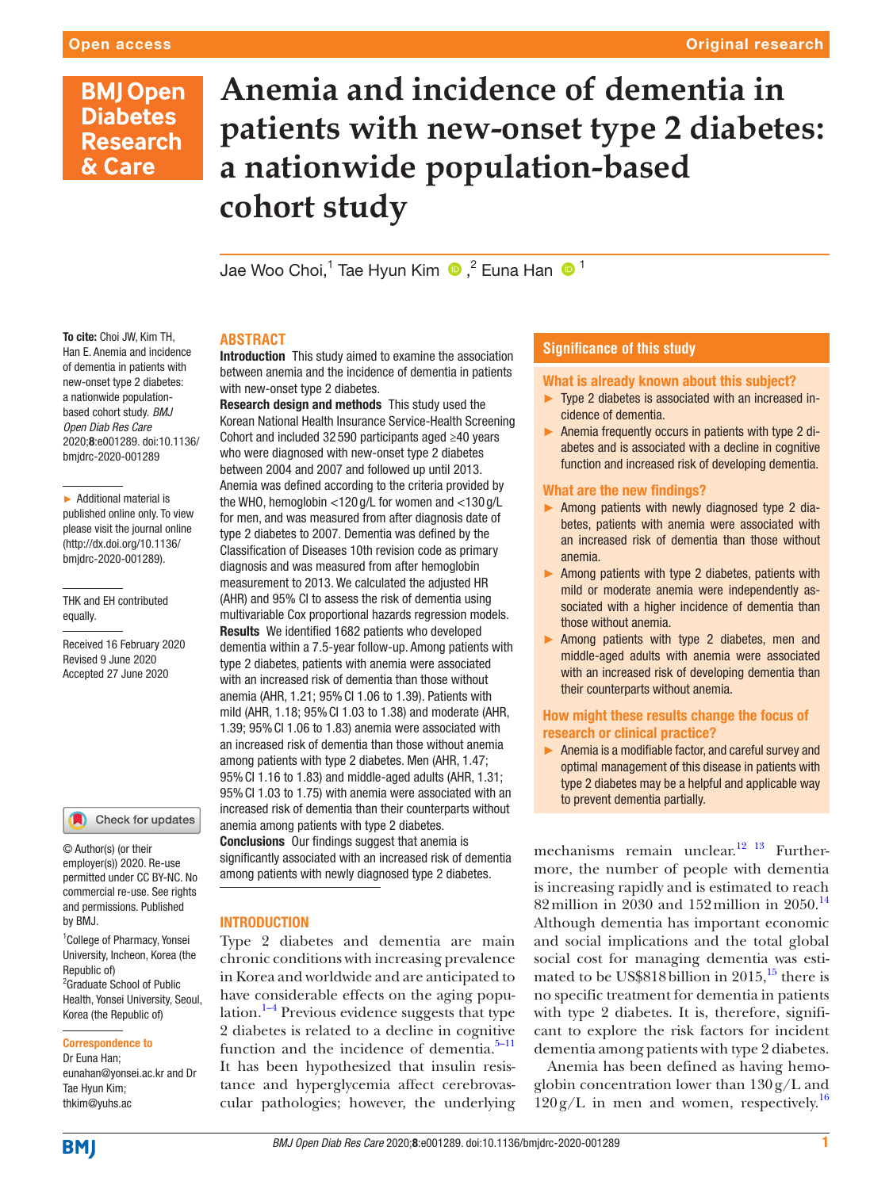Open access

Original research

# Anemia and incidence of dementia in patients with new-onset type 2 diabetes: a nationwide population-based cohort study

Jae Woo Choi,[1] Tae Hyun Kim,[2] Euna Han[1]

To cite: Choi JW, Kim TH, Han E. Anemia and incidence of dementia in patients with new-onset type 2 diabetes: a nationwide population-based cohort study. *BMJ Open Diab Res Care* 2020;**8**:e001289. doi:10.1136/bmjdrc-2020-001289

► Additional material is published online only. To view please visit the journal online (http://dx.doi.org/10.1136/bmjdrc-2020-001289).

THK and EH contributed equally.

Received 16 February 2020
Revised 9 June 2020
Accepted 27 June 2020

© Author(s) (or their employer(s)) 2020. Re-use permitted under CC BY-NC. No commercial re-use. See rights and permissions. Published by BMJ.

[1]College of Pharmacy, Yonsei University, Incheon, Korea (the Republic of)
[2]Graduate School of Public Health, Yonsei University, Seoul, Korea (the Republic of)

**Correspondence to**
Dr Euna Han; eunahan@yonsei.ac.kr and Dr Tae Hyun Kim; thkim@yuhs.ac

## ABSTRACT

**Introduction** This study aimed to examine the association between anemia and the incidence of dementia in patients with new-onset type 2 diabetes.

**Research design and methods** This study used the Korean National Health Insurance Service-Health Screening Cohort and included 32 590 participants aged ≥40 years who were diagnosed with new-onset type 2 diabetes between 2004 and 2007 and followed up until 2013. Anemia was defined according to the criteria provided by the WHO, hemoglobin <120 g/L for women and <130 g/L for men, and was measured from after diagnosis date of type 2 diabetes to 2007. Dementia was defined by the Classification of Diseases 10th revision code as primary diagnosis and was measured from after hemoglobin measurement to 2013. We calculated the adjusted HR (AHR) and 95% CI to assess the risk of dementia using multivariable Cox proportional hazards regression models.

**Results** We identified 1682 patients who developed dementia within a 7.5-year follow-up. Among patients with type 2 diabetes, patients with anemia were associated with an increased risk of dementia than those without anemia (AHR, 1.21; 95% CI 1.06 to 1.39). Patients with mild (AHR, 1.18; 95% CI 1.03 to 1.38) and moderate (AHR, 1.39; 95% CI 1.06 to 1.83) anemia were associated with an increased risk of dementia than those without anemia among patients with type 2 diabetes. Men (AHR, 1.47; 95% CI 1.16 to 1.83) and middle-aged adults (AHR, 1.31; 95% CI 1.03 to 1.75) with anemia were associated with an increased risk of dementia than their counterparts without anemia among patients with type 2 diabetes.

**Conclusions** Our findings suggest that anemia is significantly associated with an increased risk of dementia among patients with newly diagnosed type 2 diabetes.

## Significance of this study

### What is already known about this subject?

- Type 2 diabetes is associated with an increased incidence of dementia.
- Anemia frequently occurs in patients with type 2 diabetes and is associated with a decline in cognitive function and increased risk of developing dementia.

### What are the new findings?

- Among patients with newly diagnosed type 2 diabetes, patients with anemia were associated with an increased risk of dementia than those without anemia.
- Among patients with type 2 diabetes, patients with mild or moderate anemia were independently associated with a higher incidence of dementia than those without anemia.
- Among patients with type 2 diabetes, men and middle-aged adults with anemia were associated with an increased risk of developing dementia than their counterparts without anemia.

### How might these results change the focus of research or clinical practice?

- Anemia is a modifiable factor, and careful survey and optimal management of this disease in patients with type 2 diabetes may be a helpful and applicable way to prevent dementia partially.

## INTRODUCTION

Type 2 diabetes and dementia are main chronic conditions with increasing prevalence in Korea and worldwide and are anticipated to have considerable effects on the aging population.[1–4] Previous evidence suggests that type 2 diabetes is related to a decline in cognitive function and the incidence of dementia.[5–11] It has been hypothesized that insulin resistance and hyperglycemia affect cerebrovascular pathologies; however, the underlying mechanisms remain unclear.[12 13] Furthermore, the number of people with dementia is increasing rapidly and is estimated to reach 82 million in 2030 and 152 million in 2050.[14] Although dementia has important economic and social implications and the total global social cost for managing dementia was estimated to be US$818 billion in 2015,[15] there is no specific treatment for dementia in patients with type 2 diabetes. It is, therefore, significant to explore the risk factors for incident dementia among patients with type 2 diabetes.

Anemia has been defined as having hemoglobin concentration lower than 130 g/L and 120 g/L in men and women, respectively.[16]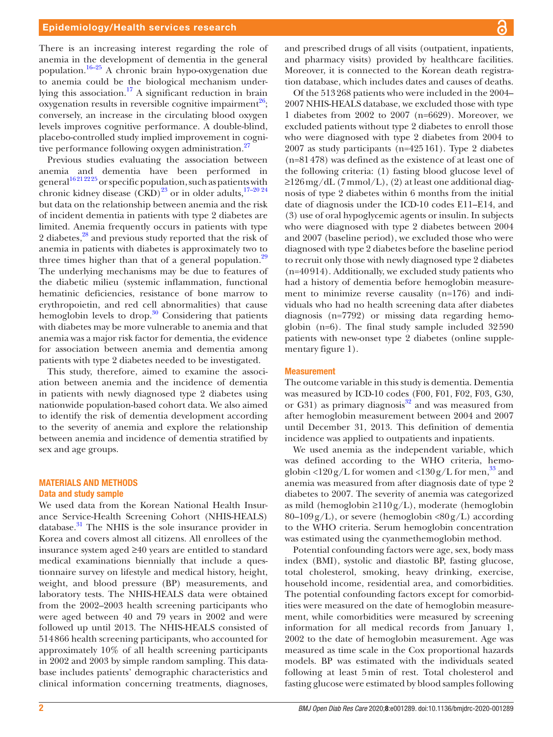There is an increasing interest regarding the role of anemia in the development of dementia in the general population.[16–25] A chronic brain hypo-oxygenation due to anemia could be the biological mechanism underlying this association.[17] A significant reduction in brain oxygenation results in reversible cognitive impairment[26]; conversely, an increase in the circulating blood oxygen levels improves cognitive performance. A double-blind, placebo-controlled study implied improvement in cognitive performance following oxygen administration.[27]

Previous studies evaluating the association between anemia and dementia have been performed in general[16 21 22 25] or specific population, such as patients with chronic kidney disease (CKD)[23] or in older adults,[17–20 24] but data on the relationship between anemia and the risk of incident dementia in patients with type 2 diabetes are limited. Anemia frequently occurs in patients with type 2 diabetes,[28] and previous study reported that the risk of anemia in patients with diabetes is approximately two to three times higher than that of a general population.[29] The underlying mechanisms may be due to features of the diabetic milieu (systemic inflammation, functional hematinic deficiencies, resistance of bone marrow to erythropoietin, and red cell abnormalities) that cause hemoglobin levels to drop.[30] Considering that patients with diabetes may be more vulnerable to anemia and that anemia was a major risk factor for dementia, the evidence for association between anemia and dementia among patients with type 2 diabetes needed to be investigated.

This study, therefore, aimed to examine the association between anemia and the incidence of dementia in patients with newly diagnosed type 2 diabetes using nationwide population-based cohort data. We also aimed to identify the risk of dementia development according to the severity of anemia and explore the relationship between anemia and incidence of dementia stratified by sex and age groups.

## MATERIALS AND METHODS

### Data and study sample

We used data from the Korean National Health Insurance Service-Health Screening Cohort (NHIS-HEALS) database.[31] The NHIS is the sole insurance provider in Korea and covers almost all citizens. All enrollees of the insurance system aged ≥40 years are entitled to standard medical examinations biennially that include a questionnaire survey on lifestyle and medical history, height, weight, and blood pressure (BP) measurements, and laboratory tests. The NHIS-HEALS data were obtained from the 2002–2003 health screening participants who were aged between 40 and 79 years in 2002 and were followed up until 2013. The NHIS-HEALS consisted of 514 866 health screening participants, who accounted for approximately 10% of all health screening participants in 2002 and 2003 by simple random sampling. This database includes patients' demographic characteristics and clinical information concerning treatments, diagnoses, and prescribed drugs of all visits (outpatient, inpatients, and pharmacy visits) provided by healthcare facilities. Moreover, it is connected to the Korean death registration database, which includes dates and causes of deaths.

Of the 513 268 patients who were included in the 2004–2007 NHIS-HEALS database, we excluded those with type 1 diabetes from 2002 to 2007 (n=6629). Moreover, we excluded patients without type 2 diabetes to enroll those who were diagnosed with type 2 diabetes from 2004 to 2007 as study participants (n=425 161). Type 2 diabetes (n=81 478) was defined as the existence of at least one of the following criteria: (1) fasting blood glucose level of ≥126 mg/dL (7 mmol/L), (2) at least one additional diagnosis of type 2 diabetes within 6 months from the initial date of diagnosis under the ICD-10 codes E11–E14, and (3) use of oral hypoglycemic agents or insulin. In subjects who were diagnosed with type 2 diabetes between 2004 and 2007 (baseline period), we excluded those who were diagnosed with type 2 diabetes before the baseline period to recruit only those with newly diagnosed type 2 diabetes (n=40 914). Additionally, we excluded study patients who had a history of dementia before hemoglobin measurement to minimize reverse causality (n=176) and individuals who had no health screening data after diabetes diagnosis (n=7792) or missing data regarding hemoglobin (n=6). The final study sample included 32 590 patients with new-onset type 2 diabetes (online supplementary figure 1).

### Measurement

The outcome variable in this study is dementia. Dementia was measured by ICD-10 codes (F00, F01, F02, F03, G30, or G31) as primary diagnosis[32] and was measured from after hemoglobin measurement between 2004 and 2007 until December 31, 2013. This definition of dementia incidence was applied to outpatients and inpatients.

We used anemia as the independent variable, which was defined according to the WHO criteria, hemoglobin <120 g/L for women and <130 g/L for men,[33] and anemia was measured from after diagnosis date of type 2 diabetes to 2007. The severity of anemia was categorized as mild (hemoglobin ≥110 g/L), moderate (hemoglobin 80–109 g/L), or severe (hemoglobin <80 g/L) according to the WHO criteria. Serum hemoglobin concentration was estimated using the cyanmethemoglobin method.

Potential confounding factors were age, sex, body mass index (BMI), systolic and diastolic BP, fasting glucose, total cholesterol, smoking, heavy drinking, exercise, household income, residential area, and comorbidities. The potential confounding factors except for comorbidities were measured on the date of hemoglobin measurement, while comorbidities were measured by screening information for all medical records from January 1, 2002 to the date of hemoglobin measurement. Age was measured as time scale in the Cox proportional hazards models. BP was estimated with the individuals seated following at least 5 min of rest. Total cholesterol and fasting glucose were estimated by blood samples following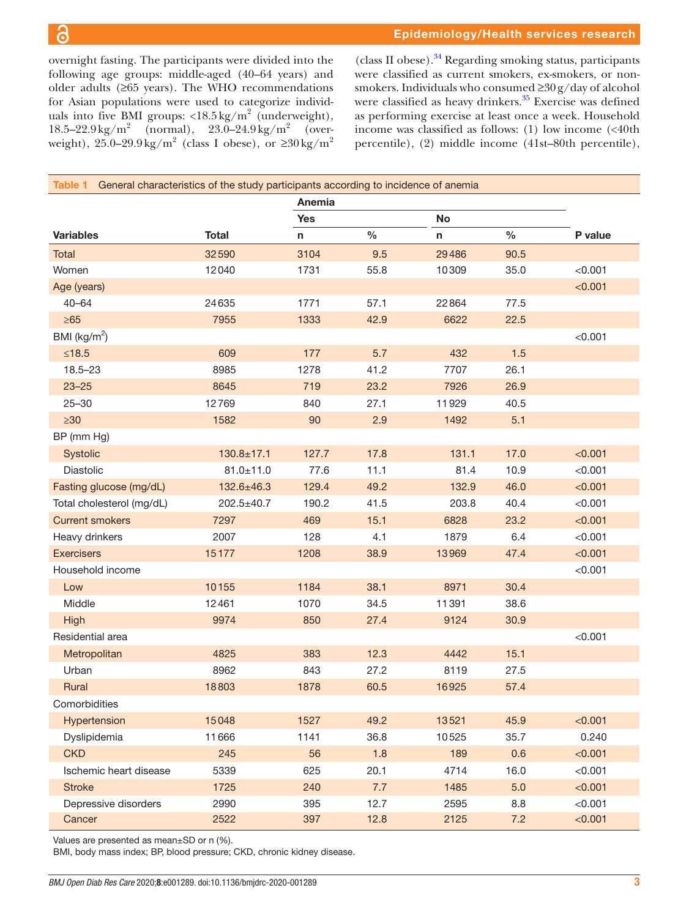overnight fasting. The participants were divided into the following age groups: middle-aged (40–64 years) and older adults (≥65 years). The WHO recommendations for Asian populations were used to categorize individuals into five BMI groups: <18.5 kg/m² (underweight), 18.5–22.9 kg/m² (normal), 23.0–24.9 kg/m² (overweight), 25.0–29.9 kg/m² (class I obese), or ≥30 kg/m² (class II obese).[34] Regarding smoking status, participants were classified as current smokers, ex-smokers, or non-smokers. Individuals who consumed ≥30 g/day of alcohol were classified as heavy drinkers.[35] Exercise was defined as performing exercise at least once a week. Household income was classified as follows: (1) low income (<40th percentile), (2) middle income (41st–80th percentile),

**Table 1** General characteristics of the study participants according to incidence of anemia

| | | Anemia | | | | |
|---|---|---|---|---|---|---|
| | | Yes | | No | | |
| Variables | Total | n | % | n | % | P value |
| Total | 32590 | 3104 | 9.5 | 29486 | 90.5 | |
| Women | 12040 | 1731 | 55.8 | 10309 | 35.0 | <0.001 |
| Age (years) | | | | | | <0.001 |
| 40–64 | 24635 | 1771 | 57.1 | 22864 | 77.5 | |
| ≥65 | 7955 | 1333 | 42.9 | 6622 | 22.5 | |
| BMI (kg/m²) | | | | | | <0.001 |
| ≤18.5 | 609 | 177 | 5.7 | 432 | 1.5 | |
| 18.5–23 | 8985 | 1278 | 41.2 | 7707 | 26.1 | |
| 23–25 | 8645 | 719 | 23.2 | 7926 | 26.9 | |
| 25–30 | 12769 | 840 | 27.1 | 11929 | 40.5 | |
| ≥30 | 1582 | 90 | 2.9 | 1492 | 5.1 | |
| BP (mm Hg) | | | | | | |
| Systolic | 130.8±17.1 | 127.7 | 17.8 | 131.1 | 17.0 | <0.001 |
| Diastolic | 81.0±11.0 | 77.6 | 11.1 | 81.4 | 10.9 | <0.001 |
| Fasting glucose (mg/dL) | 132.6±46.3 | 129.4 | 49.2 | 132.9 | 46.0 | <0.001 |
| Total cholesterol (mg/dL) | 202.5±40.7 | 190.2 | 41.5 | 203.8 | 40.4 | <0.001 |
| Current smokers | 7297 | 469 | 15.1 | 6828 | 23.2 | <0.001 |
| Heavy drinkers | 2007 | 128 | 4.1 | 1879 | 6.4 | <0.001 |
| Exercisers | 15177 | 1208 | 38.9 | 13969 | 47.4 | <0.001 |
| Household income | | | | | | <0.001 |
| Low | 10155 | 1184 | 38.1 | 8971 | 30.4 | |
| Middle | 12461 | 1070 | 34.5 | 11391 | 38.6 | |
| High | 9974 | 850 | 27.4 | 9124 | 30.9 | |
| Residential area | | | | | | <0.001 |
| Metropolitan | 4825 | 383 | 12.3 | 4442 | 15.1 | |
| Urban | 8962 | 843 | 27.2 | 8119 | 27.5 | |
| Rural | 18803 | 1878 | 60.5 | 16925 | 57.4 | |
| Comorbidities | | | | | | |
| Hypertension | 15048 | 1527 | 49.2 | 13521 | 45.9 | <0.001 |
| Dyslipidemia | 11666 | 1141 | 36.8 | 10525 | 35.7 | 0.240 |
| CKD | 245 | 56 | 1.8 | 189 | 0.6 | <0.001 |
| Ischemic heart disease | 5339 | 625 | 20.1 | 4714 | 16.0 | <0.001 |
| Stroke | 1725 | 240 | 7.7 | 1485 | 5.0 | <0.001 |
| Depressive disorders | 2990 | 395 | 12.7 | 2595 | 8.8 | <0.001 |
| Cancer | 2522 | 397 | 12.8 | 2125 | 7.2 | <0.001 |

Values are presented as mean±SD or n (%).
BMI, body mass index; BP, blood pressure; CKD, chronic kidney disease.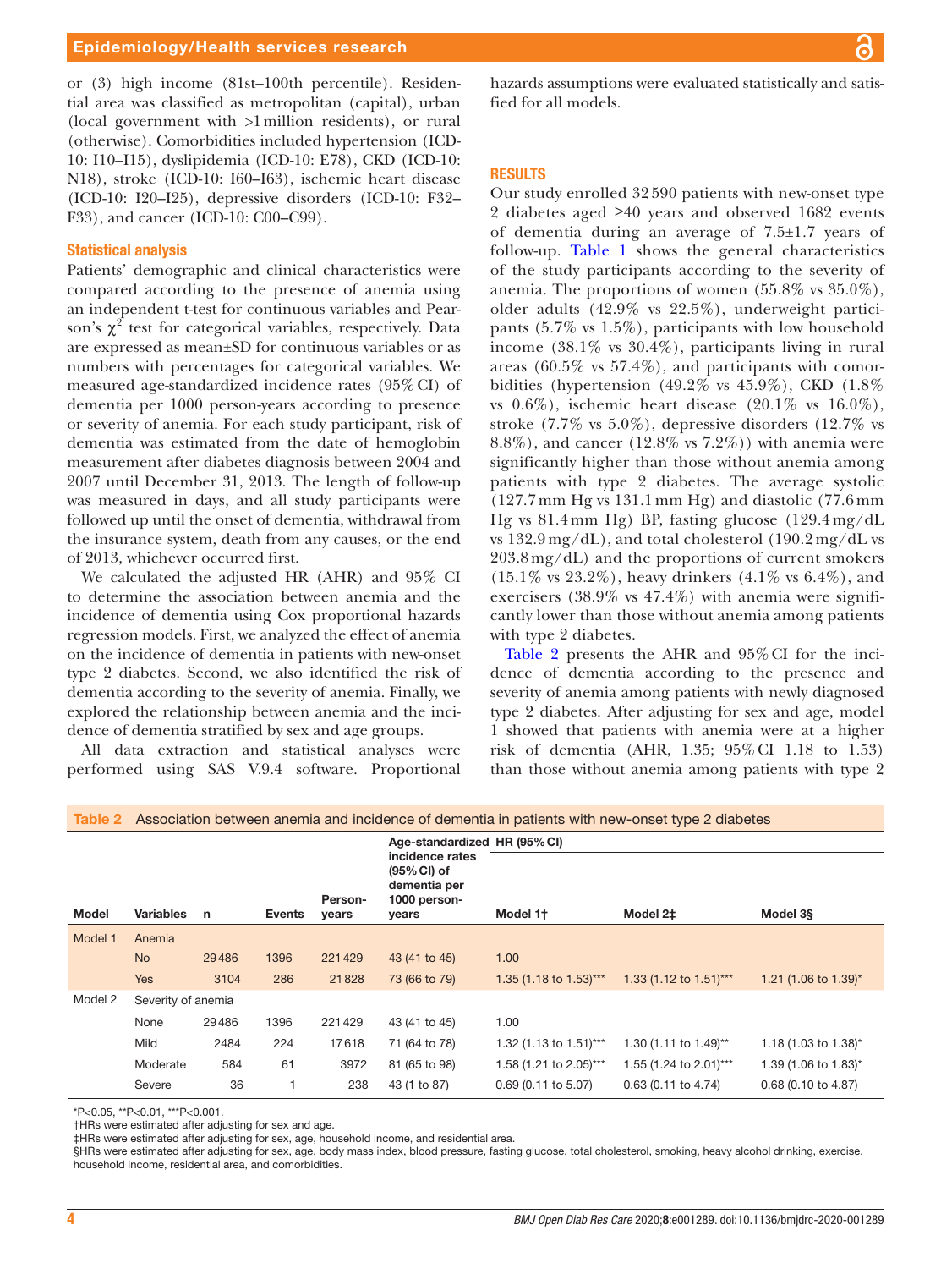or (3) high income (81st–100th percentile). Residential area was classified as metropolitan (capital), urban (local government with >1 million residents), or rural (otherwise). Comorbidities included hypertension (ICD-10: I10–I15), dyslipidemia (ICD-10: E78), CKD (ICD-10: N18), stroke (ICD-10: I60–I63), ischemic heart disease (ICD-10: I20–I25), depressive disorders (ICD-10: F32–F33), and cancer (ICD-10: C00–C99).

### Statistical analysis

Patients' demographic and clinical characteristics were compared according to the presence of anemia using an independent t-test for continuous variables and Pearson's $\chi^2$ test for categorical variables, respectively. Data are expressed as mean±SD for continuous variables or as numbers with percentages for categorical variables. We measured age-standardized incidence rates (95% CI) of dementia per 1000 person-years according to presence or severity of anemia. For each study participant, risk of dementia was estimated from the date of hemoglobin measurement after diabetes diagnosis between 2004 and 2007 until December 31, 2013. The length of follow-up was measured in days, and all study participants were followed up until the onset of dementia, withdrawal from the insurance system, death from any causes, or the end of 2013, whichever occurred first.

We calculated the adjusted HR (AHR) and 95% CI to determine the association between anemia and the incidence of dementia using Cox proportional hazards regression models. First, we analyzed the effect of anemia on the incidence of dementia in patients with new-onset type 2 diabetes. Second, we also identified the risk of dementia according to the severity of anemia. Finally, we explored the relationship between anemia and the incidence of dementia stratified by sex and age groups.

All data extraction and statistical analyses were performed using SAS V.9.4 software. Proportional hazards assumptions were evaluated statistically and satisfied for all models.

## RESULTS

Our study enrolled 32 590 patients with new-onset type 2 diabetes aged ≥40 years and observed 1682 events of dementia during an average of 7.5±1.7 years of follow-up. Table 1 shows the general characteristics of the study participants according to the severity of anemia. The proportions of women (55.8% vs 35.0%), older adults (42.9% vs 22.5%), underweight participants (5.7% vs 1.5%), participants with low household income (38.1% vs 30.4%), participants living in rural areas (60.5% vs 57.4%), and participants with comorbidities (hypertension (49.2% vs 45.9%), CKD (1.8% vs 0.6%), ischemic heart disease (20.1% vs 16.0%), stroke (7.7% vs 5.0%), depressive disorders (12.7% vs 8.8%), and cancer (12.8% vs 7.2%)) with anemia were significantly higher than those without anemia among patients with type 2 diabetes. The average systolic (127.7 mm Hg vs 131.1 mm Hg) and diastolic (77.6 mm Hg vs 81.4 mm Hg) BP, fasting glucose (129.4 mg/dL vs 132.9 mg/dL), and total cholesterol (190.2 mg/dL vs 203.8 mg/dL) and the proportions of current smokers (15.1% vs 23.2%), heavy drinkers (4.1% vs 6.4%), and exercisers (38.9% vs 47.4%) with anemia were significantly lower than those without anemia among patients with type 2 diabetes.

Table 2 presents the AHR and 95% CI for the incidence of dementia according to the presence and severity of anemia among patients with newly diagnosed type 2 diabetes. After adjusting for sex and age, model 1 showed that patients with anemia were at a higher risk of dementia (AHR, 1.35; 95% CI 1.18 to 1.53) than those without anemia among patients with type 2

**Table 2** Association between anemia and incidence of dementia in patients with new-onset type 2 diabetes

| Model | Variables | n | Events | Person-years | Age-standardized incidence rates (95% CI) of dementia per 1000 person-years | HR (95% CI) | | |
|---|---|---|---|---|---|---|---|---|
| | | | | | | Model 1† | Model 2‡ | Model 3§ |
| Model 1 | Anemia | | | | | | | |
| | No | 29 486 | 1396 | 221 429 | 43 (41 to 45) | 1.00 | | |
| | Yes | 3104 | 286 | 21 828 | 73 (66 to 79) | 1.35 (1.18 to 1.53)*** | 1.33 (1.12 to 1.51)*** | 1.21 (1.06 to 1.39)* |
| Model 2 | Severity of anemia | | | | | | | |
| | None | 29 486 | 1396 | 221 429 | 43 (41 to 45) | 1.00 | | |
| | Mild | 2484 | 224 | 17 618 | 71 (64 to 78) | 1.32 (1.13 to 1.51)*** | 1.30 (1.11 to 1.49)** | 1.18 (1.03 to 1.38)* |
| | Moderate | 584 | 61 | 3972 | 81 (65 to 98) | 1.58 (1.21 to 2.05)*** | 1.55 (1.24 to 2.01)*** | 1.39 (1.06 to 1.83)* |
| | Severe | 36 | 1 | 238 | 43 (1 to 87) | 0.69 (0.11 to 5.07) | 0.63 (0.11 to 4.74) | 0.68 (0.10 to 4.87) |

*P<0.05, **P<0.01, ***P<0.001.
†HRs were estimated after adjusting for sex and age.
‡HRs were estimated after adjusting for sex, age, household income, and residential area.
§HRs were estimated after adjusting for sex, age, body mass index, blood pressure, fasting glucose, total cholesterol, smoking, heavy alcohol drinking, exercise, household income, residential area, and comorbidities.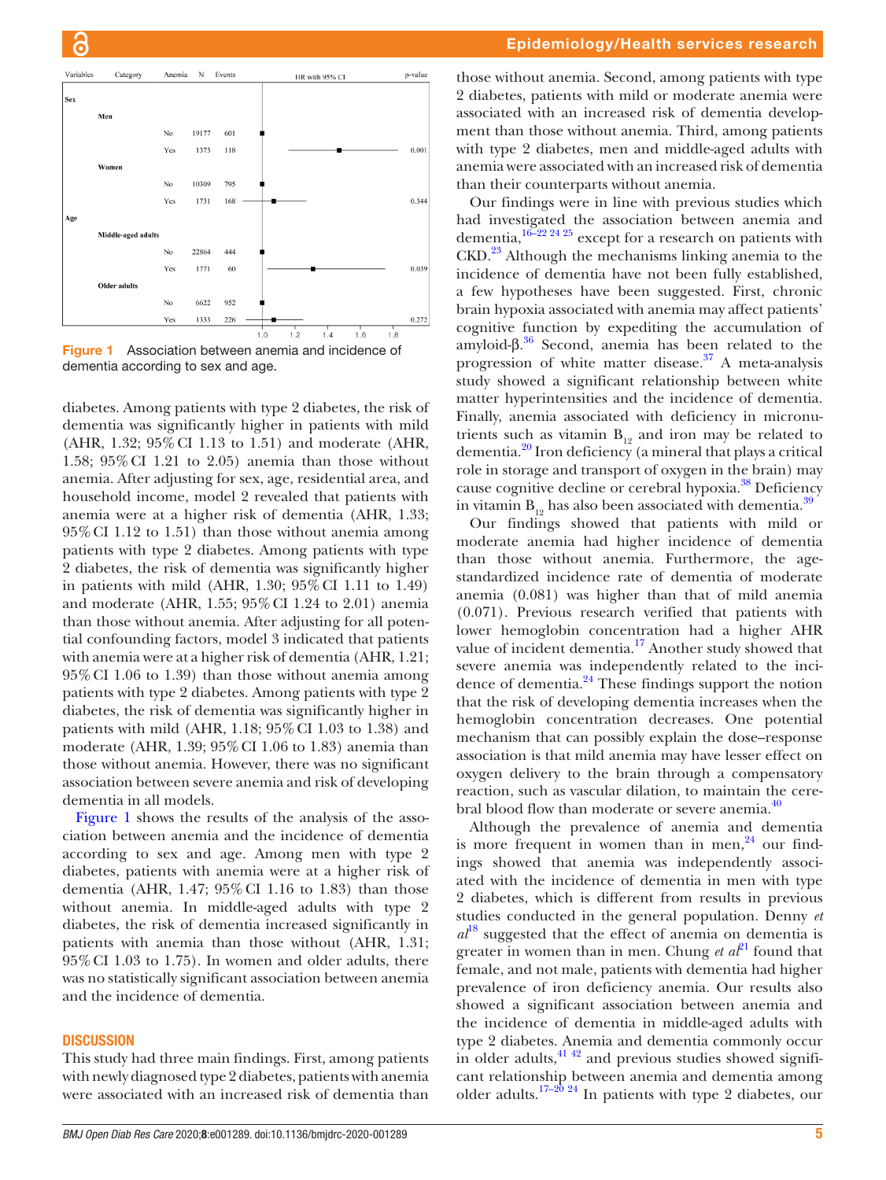| Variables | Category | Anemia | N | Events | HR with 95% CI | p-value |
|---|---|---|---|---|---|---|
| Sex | | | | | | |
| | Men | | | | | |
| | | No | 19177 | 601 | | |
| | | Yes | 1373 | 118 | | 0.001 |
| | Women | | | | | |
| | | No | 10309 | 795 | | |
| | | Yes | 1731 | 168 | | 0.344 |
| Age | | | | | | |
| | Middle-aged adults | | | | | |
| | | No | 22864 | 444 | | |
| | | Yes | 1771 | 60 | | 0.039 |
| | Older adults | | | | | |
| | | No | 6622 | 952 | | |
| | | Yes | 1333 | 226 | | 0.272 |

**Figure 1** Association between anemia and incidence of dementia according to sex and age.

diabetes. Among patients with type 2 diabetes, the risk of dementia was significantly higher in patients with mild (AHR, 1.32; 95% CI 1.13 to 1.51) and moderate (AHR, 1.58; 95% CI 1.21 to 2.05) anemia than those without anemia. After adjusting for sex, age, residential area, and household income, model 2 revealed that patients with anemia were at a higher risk of dementia (AHR, 1.33; 95% CI 1.12 to 1.51) than those without anemia among patients with type 2 diabetes. Among patients with type 2 diabetes, the risk of dementia was significantly higher in patients with mild (AHR, 1.30; 95% CI 1.11 to 1.49) and moderate (AHR, 1.55; 95% CI 1.24 to 2.01) anemia than those without anemia. After adjusting for all potential confounding factors, model 3 indicated that patients with anemia were at a higher risk of dementia (AHR, 1.21; 95% CI 1.06 to 1.39) than those without anemia among patients with type 2 diabetes. Among patients with type 2 diabetes, the risk of dementia was significantly higher in patients with mild (AHR, 1.18; 95% CI 1.03 to 1.38) and moderate (AHR, 1.39; 95% CI 1.06 to 1.83) anemia than those without anemia. However, there was no significant association between severe anemia and risk of developing dementia in all models.

Figure 1 shows the results of the analysis of the association between anemia and the incidence of dementia according to sex and age. Among men with type 2 diabetes, patients with anemia were at a higher risk of dementia (AHR, 1.47; 95% CI 1.16 to 1.83) than those without anemia. In middle-aged adults with type 2 diabetes, the risk of dementia increased significantly in patients with anemia than those without (AHR, 1.31; 95% CI 1.03 to 1.75). In women and older adults, there was no statistically significant association between anemia and the incidence of dementia.

## DISCUSSION

This study had three main findings. First, among patients with newly diagnosed type 2 diabetes, patients with anemia were associated with an increased risk of dementia than those without anemia. Second, among patients with type 2 diabetes, patients with mild or moderate anemia were associated with an increased risk of dementia development than those without anemia. Third, among patients with type 2 diabetes, men and middle-aged adults with anemia were associated with an increased risk of dementia than their counterparts without anemia.

Our findings were in line with previous studies which had investigated the association between anemia and dementia,[16–22 24 25] except for a research on patients with CKD.[23] Although the mechanisms linking anemia to the incidence of dementia have not been fully established, a few hypotheses have been suggested. First, chronic brain hypoxia associated with anemia may affect patients' cognitive function by expediting the accumulation of amyloid-β.[36] Second, anemia has been related to the progression of white matter disease.[37] A meta-analysis study showed a significant relationship between white matter hyperintensities and the incidence of dementia. Finally, anemia associated with deficiency in micronutrients such as vitamin $B_{12}$ and iron may be related to dementia.[20] Iron deficiency (a mineral that plays a critical role in storage and transport of oxygen in the brain) may cause cognitive decline or cerebral hypoxia.[38] Deficiency in vitamin $B_{12}$ has also been associated with dementia.[39]

Our findings showed that patients with mild or moderate anemia had higher incidence of dementia than those without anemia. Furthermore, the age-standardized incidence rate of dementia of moderate anemia (0.081) was higher than that of mild anemia (0.071). Previous research verified that patients with lower hemoglobin concentration had a higher AHR value of incident dementia.[17] Another study showed that severe anemia was independently related to the incidence of dementia.[24] These findings support the notion that the risk of developing dementia increases when the hemoglobin concentration decreases. One potential mechanism that can possibly explain the dose–response association is that mild anemia may have lesser effect on oxygen delivery to the brain through a compensatory reaction, such as vascular dilation, to maintain the cerebral blood flow than moderate or severe anemia.[40]

Although the prevalence of anemia and dementia is more frequent in women than in men,[24] our findings showed that anemia was independently associated with the incidence of dementia in men with type 2 diabetes, which is different from results in previous studies conducted in the general population. Denny *et al*[18] suggested that the effect of anemia on dementia is greater in women than in men. Chung *et al*[21] found that female, and not male, patients with dementia had higher prevalence of iron deficiency anemia. Our results also showed a significant association between anemia and the incidence of dementia in middle-aged adults with type 2 diabetes. Anemia and dementia commonly occur in older adults,[41 42] and previous studies showed significant relationship between anemia and dementia among older adults.[17–20 24] In patients with type 2 diabetes, our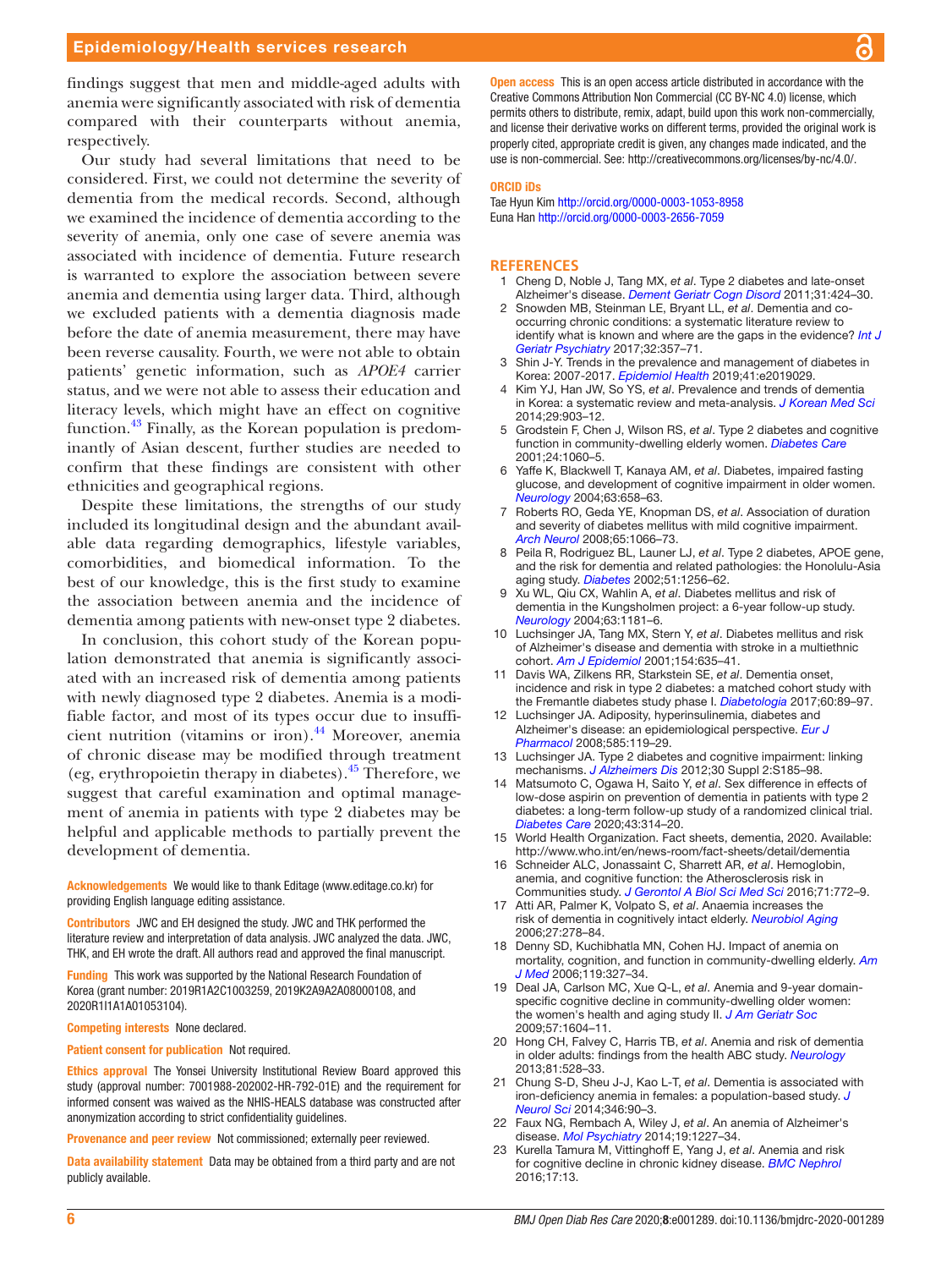findings suggest that men and middle-aged adults with anemia were significantly associated with risk of dementia compared with their counterparts without anemia, respectively.

Our study had several limitations that need to be considered. First, we could not determine the severity of dementia from the medical records. Second, although we examined the incidence of dementia according to the severity of anemia, only one case of severe anemia was associated with incidence of dementia. Future research is warranted to explore the association between severe anemia and dementia using larger data. Third, although we excluded patients with a dementia diagnosis made before the date of anemia measurement, there may have been reverse causality. Fourth, we were not able to obtain patients' genetic information, such as *APOE4* carrier status, and we were not able to assess their education and literacy levels, which might have an effect on cognitive function.[43] Finally, as the Korean population is predominantly of Asian descent, further studies are needed to confirm that these findings are consistent with other ethnicities and geographical regions.

Despite these limitations, the strengths of our study included its longitudinal design and the abundant available data regarding demographics, lifestyle variables, comorbidities, and biomedical information. To the best of our knowledge, this is the first study to examine the association between anemia and the incidence of dementia among patients with new-onset type 2 diabetes.

In conclusion, this cohort study of the Korean population demonstrated that anemia is significantly associated with an increased risk of dementia among patients with newly diagnosed type 2 diabetes. Anemia is a modifiable factor, and most of its types occur due to insufficient nutrition (vitamins or iron).[44] Moreover, anemia of chronic disease may be modified through treatment (eg, erythropoietin therapy in diabetes).[45] Therefore, we suggest that careful examination and optimal management of anemia in patients with type 2 diabetes may be helpful and applicable methods to partially prevent the development of dementia.

**Acknowledgements** We would like to thank Editage (www.editage.co.kr) for providing English language editing assistance.

**Contributors** JWC and EH designed the study. JWC and THK performed the literature review and interpretation of data analysis. JWC analyzed the data. JWC, THK, and EH wrote the draft. All authors read and approved the final manuscript.

**Funding** This work was supported by the National Research Foundation of Korea (grant number: 2019R1A2C1003259, 2019K2A9A2A08000108, and 2020R1I1A1A01053104).

**Competing interests** None declared.

**Patient consent for publication** Not required.

**Ethics approval** The Yonsei University Institutional Review Board approved this study (approval number: 7001988-202002-HR-792-01E) and the requirement for informed consent was waived as the NHIS-HEALS database was constructed after anonymization according to strict confidentiality guidelines.

**Provenance and peer review** Not commissioned; externally peer reviewed.

**Data availability statement** Data may be obtained from a third party and are not publicly available.

**Open access** This is an open access article distributed in accordance with the Creative Commons Attribution Non Commercial (CC BY-NC 4.0) license, which permits others to distribute, remix, adapt, build upon this work non-commercially, and license their derivative works on different terms, provided the original work is properly cited, appropriate credit is given, any changes made indicated, and the use is non-commercial. See: http://creativecommons.org/licenses/by-nc/4.0/.

**ORCID iDs**

Tae Hyun Kim http://orcid.org/0000-0003-1053-8958
Euna Han http://orcid.org/0000-0003-2656-7059

## REFERENCES

1. Cheng D, Noble J, Tang MX, *et al*. Type 2 diabetes and late-onset Alzheimer's disease. *Dement Geriatr Cogn Disord* 2011;31:424–30.
2. Snowden MB, Steinman LE, Bryant LL, *et al*. Dementia and co-occurring chronic conditions: a systematic literature review to identify what is known and where are the gaps in the evidence? *Int J Geriatr Psychiatry* 2017;32:357–71.
3. Shin J-Y. Trends in the prevalence and management of diabetes in Korea: 2007-2017. *Epidemiol Health* 2019;41:e2019029.
4. Kim YJ, Han JW, So YS, *et al*. Prevalence and trends of dementia in Korea: a systematic review and meta-analysis. *J Korean Med Sci* 2014;29:903–12.
5. Grodstein F, Chen J, Wilson RS, *et al*. Type 2 diabetes and cognitive function in community-dwelling elderly women. *Diabetes Care* 2001;24:1060–5.
6. Yaffe K, Blackwell T, Kanaya AM, *et al*. Diabetes, impaired fasting glucose, and development of cognitive impairment in older women. *Neurology* 2004;63:658–63.
7. Roberts RO, Geda YE, Knopman DS, *et al*. Association of duration and severity of diabetes mellitus with mild cognitive impairment. *Arch Neurol* 2008;65:1066–73.
8. Peila R, Rodriguez BL, Launer LJ, *et al*. Type 2 diabetes, APOE gene, and the risk for dementia and related pathologies: the Honolulu-Asia aging study. *Diabetes* 2002;51:1256–62.
9. Xu WL, Qiu CX, Wahlin A, *et al*. Diabetes mellitus and risk of dementia in the Kungsholmen project: a 6-year follow-up study. *Neurology* 2004;63:1181–6.
10. Luchsinger JA, Tang MX, Stern Y, *et al*. Diabetes mellitus and risk of Alzheimer's disease and dementia with stroke in a multiethnic cohort. *Am J Epidemiol* 2001;154:635–41.
11. Davis WA, Zilkens RR, Starkstein SE, *et al*. Dementia onset, incidence and risk in type 2 diabetes: a matched cohort study with the Fremantle diabetes study phase I. *Diabetologia* 2017;60:89–97.
12. Luchsinger JA. Adiposity, hyperinsulinemia, diabetes and Alzheimer's disease: an epidemiological perspective. *Eur J Pharmacol* 2008;585:119–29.
13. Luchsinger JA. Type 2 diabetes and cognitive impairment: linking mechanisms. *J Alzheimers Dis* 2012;30 Suppl 2:S185–98.
14. Matsumoto C, Ogawa H, Saito Y, *et al*. Sex difference in effects of low-dose aspirin on prevention of dementia in patients with type 2 diabetes: a long-term follow-up study of a randomized clinical trial. *Diabetes Care* 2020;43:314–20.
15. World Health Organization. Fact sheets, dementia, 2020. Available: http://www.who.int/en/news-room/fact-sheets/detail/dementia
16. Schneider ALC, Jonassaint C, Sharrett AR, *et al*. Hemoglobin, anemia, and cognitive function: the Atherosclerosis risk in Communities study. *J Gerontol A Biol Sci Med Sci* 2016;71:772–9.
17. Atti AR, Palmer K, Volpato S, *et al*. Anaemia increases the risk of dementia in cognitively intact elderly. *Neurobiol Aging* 2006;27:278–84.
18. Denny SD, Kuchibhatla MN, Cohen HJ. Impact of anemia on mortality, cognition, and function in community-dwelling elderly. *Am J Med* 2006;119:327–34.
19. Deal JA, Carlson MC, Xue Q-L, *et al*. Anemia and 9-year domain-specific cognitive decline in community-dwelling older women: the women's health and aging study II. *J Am Geriatr Soc* 2009;57:1604–11.
20. Hong CH, Falvey C, Harris TB, *et al*. Anemia and risk of dementia in older adults: findings from the health ABC study. *Neurology* 2013;81:528–33.
21. Chung S-D, Sheu J-J, Kao L-T, *et al*. Dementia is associated with iron-deficiency anemia in females: a population-based study. *J Neurol Sci* 2014;346:90–3.
22. Faux NG, Rembach A, Wiley J, *et al*. An anemia of Alzheimer's disease. *Mol Psychiatry* 2014;19:1227–34.
23. Kurella Tamura M, Vittinghoff E, Yang J, *et al*. Anemia and risk for cognitive decline in chronic kidney disease. *BMC Nephrol* 2016;17:13.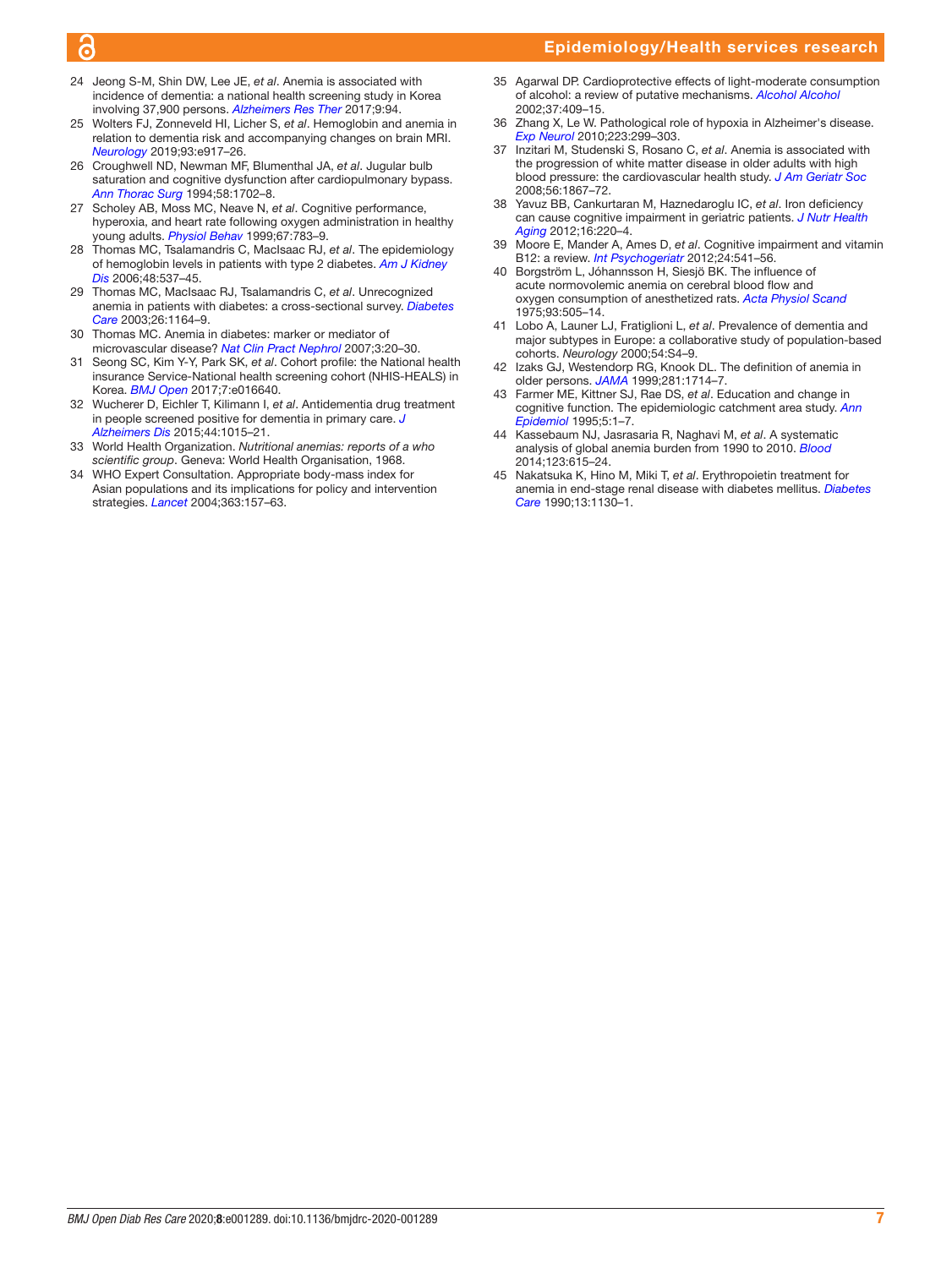24 Jeong S-M, Shin DW, Lee JE, *et al*. Anemia is associated with incidence of dementia: a national health screening study in Korea involving 37,900 persons. *Alzheimers Res Ther* 2017;9:94.
25 Wolters FJ, Zonneveld HI, Licher S, *et al*. Hemoglobin and anemia in relation to dementia risk and accompanying changes on brain MRI. *Neurology* 2019;93:e917–26.
26 Croughwell ND, Newman MF, Blumenthal JA, *et al*. Jugular bulb saturation and cognitive dysfunction after cardiopulmonary bypass. *Ann Thorac Surg* 1994;58:1702–8.
27 Scholey AB, Moss MC, Neave N, *et al*. Cognitive performance, hyperoxia, and heart rate following oxygen administration in healthy young adults. *Physiol Behav* 1999;67:783–9.
28 Thomas MC, Tsalamandris C, MacIsaac RJ, *et al*. The epidemiology of hemoglobin levels in patients with type 2 diabetes. *Am J Kidney Dis* 2006;48:537–45.
29 Thomas MC, MacIsaac RJ, Tsalamandris C, *et al*. Unrecognized anemia in patients with diabetes: a cross-sectional survey. *Diabetes Care* 2003;26:1164–9.
30 Thomas MC. Anemia in diabetes: marker or mediator of microvascular disease? *Nat Clin Pract Nephrol* 2007;3:20–30.
31 Seong SC, Kim Y-Y, Park SK, *et al*. Cohort profile: the National health insurance Service-National health screening cohort (NHIS-HEALS) in Korea. *BMJ Open* 2017;7:e016640.
32 Wucherer D, Eichler T, Kilimann I, *et al*. Antidementia drug treatment in people screened positive for dementia in primary care. *J Alzheimers Dis* 2015;44:1015–21.
33 World Health Organization. *Nutritional anemias: reports of a who scientific group*. Geneva: World Health Organisation, 1968.
34 WHO Expert Consultation. Appropriate body-mass index for Asian populations and its implications for policy and intervention strategies. *Lancet* 2004;363:157–63.
35 Agarwal DP. Cardioprotective effects of light-moderate consumption of alcohol: a review of putative mechanisms. *Alcohol Alcohol* 2002;37:409–15.
36 Zhang X, Le W. Pathological role of hypoxia in Alzheimer's disease. *Exp Neurol* 2010;223:299–303.
37 Inzitari M, Studenski S, Rosano C, *et al*. Anemia is associated with the progression of white matter disease in older adults with high blood pressure: the cardiovascular health study. *J Am Geriatr Soc* 2008;56:1867–72.
38 Yavuz BB, Cankurtaran M, Haznedaroglu IC, *et al*. Iron deficiency can cause cognitive impairment in geriatric patients. *J Nutr Health Aging* 2012;16:220–4.
39 Moore E, Mander A, Ames D, *et al*. Cognitive impairment and vitamin B12: a review. *Int Psychogeriatr* 2012;24:541–56.
40 Borgström L, Jóhannsson H, Siesjö BK. The influence of acute normovolemic anemia on cerebral blood flow and oxygen consumption of anesthetized rats. *Acta Physiol Scand* 1975;93:505–14.
41 Lobo A, Launer LJ, Fratiglioni L, *et al*. Prevalence of dementia and major subtypes in Europe: a collaborative study of population-based cohorts. *Neurology* 2000;54:S4–9.
42 Izaks GJ, Westendorp RG, Knook DL. The definition of anemia in older persons. *JAMA* 1999;281:1714–7.
43 Farmer ME, Kittner SJ, Rae DS, *et al*. Education and change in cognitive function. The epidemiologic catchment area study. *Ann Epidemiol* 1995;5:1–7.
44 Kassebaum NJ, Jasrasaria R, Naghavi M, *et al*. A systematic analysis of global anemia burden from 1990 to 2010. *Blood* 2014;123:615–24.
45 Nakatsuka K, Hino M, Miki T, *et al*. Erythropoietin treatment for anemia in end-stage renal disease with diabetes mellitus. *Diabetes Care* 1990;13:1130–1.